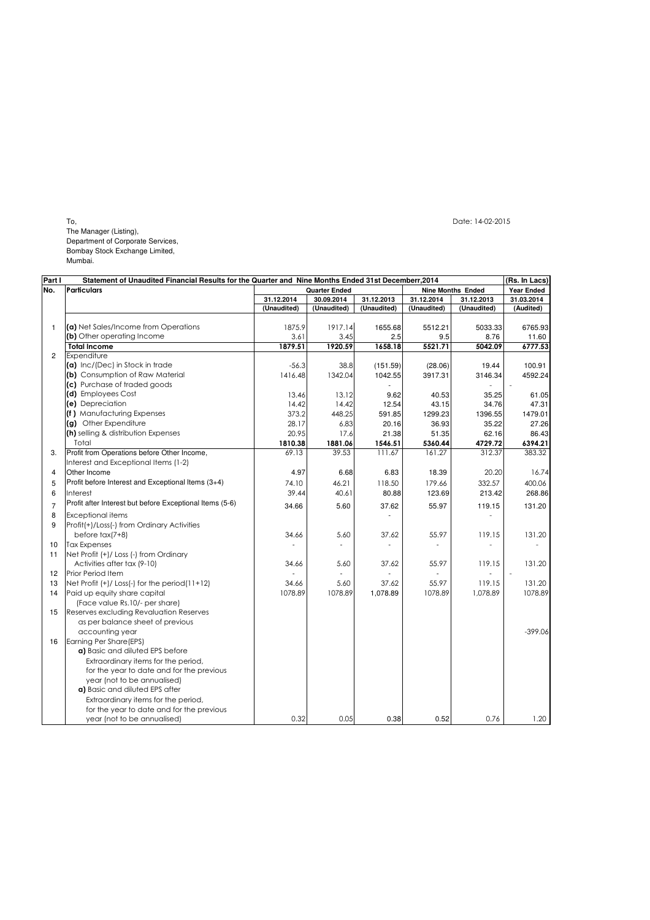To,
The Manager (Listing),
Department of Corporate Services,
Bombay Stock Exchange Limited,
Mumbai.

Date: 14-02-2015

| Part I | Statement of Unaudited Financial Results for the Quarter and Nine Months Ended 31st Decemberr,2014 | | | | | | (Rs. In Lacs) |
|---|---|---|---|---|---|---|---|
| No. | Particulars | Quarter Ended | | | Nine Months Ended | | Year Ended |
| | | 31.12.2014 | 30.09.2014 | 31.12.2013 | 31.12.2014 | 31.12.2013 | 31.03.2014 |
| | | (Unaudited) | (Unaudited) | (Unaudited) | (Unaudited) | (Unaudited) | (Audited) |
| 1 | **(a)** Net Sales/Income from Operations | 1875.9 | 1917.14 | 1655.68 | 5512.21 | 5033.33 | 6765.93 |
| | **(b)** Other operating Income | 3.61 | 3.45 | 2.5 | 9.5 | 8.76 | 11.60 |
| | **Total Income** | **1879.51** | **1920.59** | **1658.18** | **5521.71** | **5042.09** | **6777.53** |
| 2 | Expenditure | | | | | | |
| | **(a)** Inc/(Dec) in Stock in trade | -56.3 | 38.8 | (151.59) | (28.06) | 19.44 | 100.91 |
| | **(b)** Consumption of Raw Material | 1416.48 | 1342.04 | 1042.55 | 3917.31 | 3146.34 | 4592.24 |
| | **(c)** Purchase of traded goods | | | - | | - | - |
| | **(d)** Employees Cost | 13.46 | 13.12 | 9.62 | 40.53 | 35.25 | 61.05 |
| | **(e)** Depreciation | 14.42 | 14.42 | 12.54 | 43.15 | 34.76 | 47.31 |
| | **(f )** Manufacturing Expenses | 373.2 | 448.25 | 591.85 | 1299.23 | 1396.55 | 1479.01 |
| | **(g)** Other Expenditure | 28.17 | 6.83 | 20.16 | 36.93 | 35.22 | 27.26 |
| | **(h)** selling & distribution Expenses | 20.95 | 17.6 | 21.38 | 51.35 | 62.16 | 86.43 |
| | Total | **1810.38** | **1881.06** | **1546.51** | **5360.44** | **4729.72** | **6394.21** |
| 3. | Profit from Operations before Other Income, Interest and Exceptional Items (1-2) | 69.13 | 39.53 | 111.67 | 161.27 | 312.37 | 383.32 |
| 4 | Other Income | 4.97 | 6.68 | 6.83 | 18.39 | 20.20 | 16.74 |
| 5 | Profit before Interest and Exceptional Items (3+4) | 74.10 | 46.21 | 118.50 | 179.66 | 332.57 | 400.06 |
| 6 | Interest | 39.44 | 40.61 | 80.88 | 123.69 | 213.42 | 268.86 |
| 7 | Profit after Interest but before Exceptional Items (5-6) | 34.66 | 5.60 | 37.62 | 55.97 | 119.15 | 131.20 |
| 8 | Exceptional items | | | - | | - | |
| 9 | Profit(+)/Loss(-) from Ordinary Activities before tax(7+8) | 34.66 | 5.60 | 37.62 | 55.97 | 119.15 | 131.20 |
| 10 | Tax Expenses | - | - | - | - | - | - |
| 11 | Net Profit (+)/ Loss (-) from Ordinary Activities after tax (9-10) | 34.66 | 5.60 | 37.62 | 55.97 | 119.15 | 131.20 |
| 12 | Prior Period Item | - | - | - | - | - | - |
| 13 | Net Profit (+)/ Loss(-) for the period(11+12) | 34.66 | 5.60 | 37.62 | 55.97 | 119.15 | 131.20 |
| 14 | Paid up equity share capital (Face value Rs.10/- per share) | 1078.89 | 1078.89 | 1,078.89 | 1078.89 | 1,078.89 | 1078.89 |
| 15 | Reserves excluding Revaluation Reserves as per balance sheet of previous accounting year | | | | | | -399.06 |
| 16 | Earning Per Share(EPS) **a)** Basic and diluted EPS before Extraordinary items for the period, for the year to date and for the previous year (not to be annualised) **a)** Basic and diluted EPS after Extraordinary items for the period, for the year to date and for the previous year (not to be annualised) | 0.32 | 0.05 | 0.38 | 0.52 | 0.76 | 1.20 |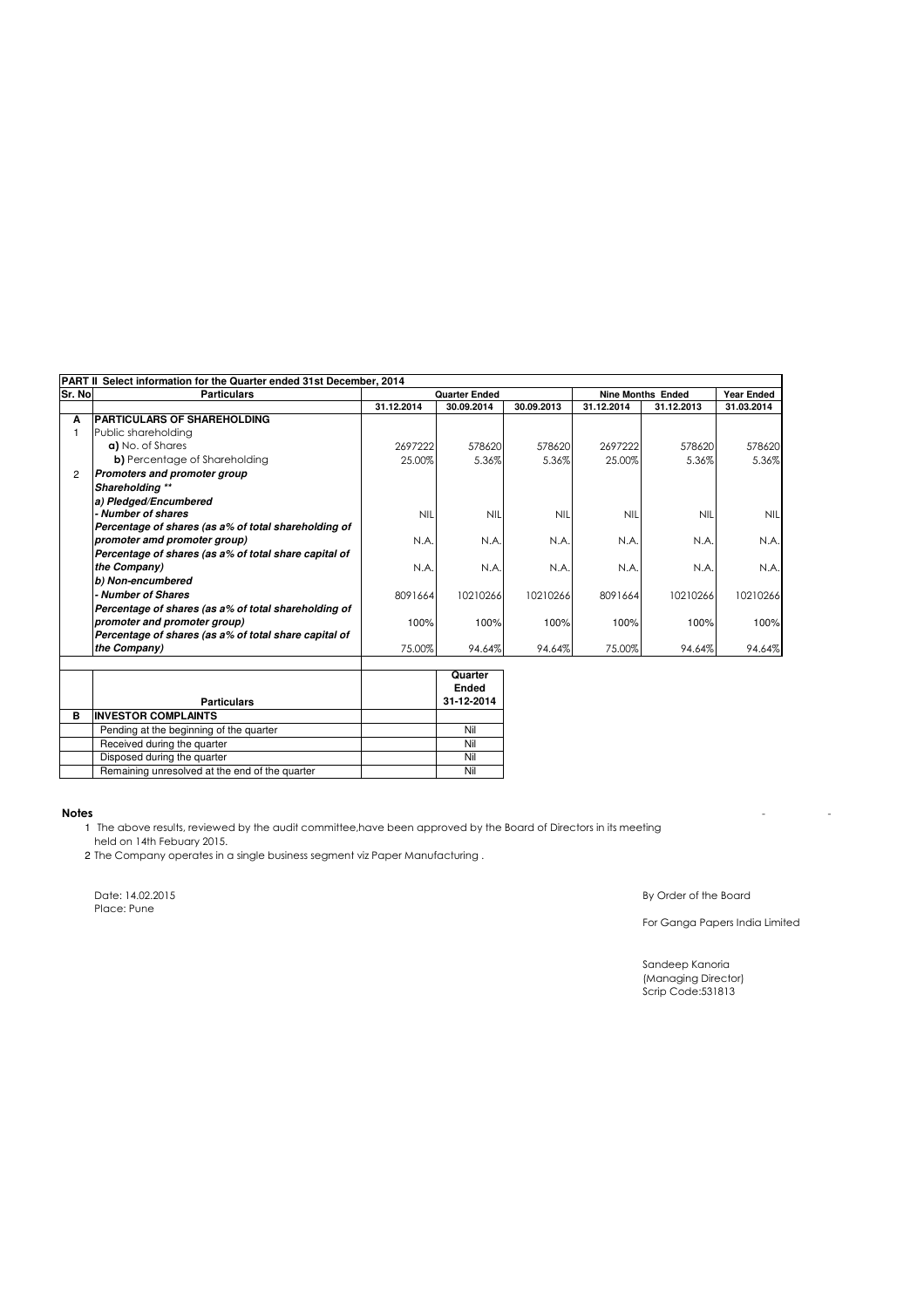**PART II Select information for the Quarter ended 31st December, 2014**

| Sr. No | Particulars | Quarter Ended | | | Nine Months Ended | | Year Ended |
|---|---|---|---|---|---|---|---|
| | | 31.12.2014 | 30.09.2014 | 30.09.2013 | 31.12.2014 | 31.12.2013 | 31.03.2014 |
| **A** | **PARTICULARS OF SHAREHOLDING** | | | | | | |
| 1 | Public shareholding | | | | | | |
| | **a)** No. of Shares | 2697222 | 578620 | 578620 | 2697222 | 578620 | 578620 |
| | **b)** Percentage of Shareholding | 25.00% | 5.36% | 5.36% | 25.00% | 5.36% | 5.36% |
| 2 | ***Promoters and promoter group Shareholding \*\**** | | | | | | |
| | ***a) Pledged/Encumbered*** | | | | | | |
| | ***- Number of shares*** | NIL | NIL | NIL | NIL | NIL | NIL |
| | ***Percentage of shares (as a% of total shareholding of promoter amd promoter group)*** | N.A. | N.A. | N.A. | N.A. | N.A. | N.A. |
| | ***Percentage of shares (as a% of total share capital of the Company)*** | N.A. | N.A. | N.A. | N.A. | N.A. | N.A. |
| | ***b) Non-encumbered*** | | | | | | |
| | ***- Number of Shares*** | 8091664 | 10210266 | 10210266 | 8091664 | 10210266 | 10210266 |
| | ***Percentage of shares (as a% of total shareholding of promoter and promoter group)*** | 100% | 100% | 100% | 100% | 100% | 100% |
| | ***Percentage of shares (as a% of total share capital of the Company)*** | 75.00% | 94.64% | 94.64% | 75.00% | 94.64% | 94.64% |

| | Particulars | | Quarter Ended 31-12-2014 |
|---|---|---|---|
| **B** | **INVESTOR COMPLAINTS** | | |
| | Pending at the beginning of the quarter | | Nil |
| | Received during the quarter | | Nil |
| | Disposed during the quarter | | Nil |
| | Remaining unresolved at the end of the quarter | | Nil |

**Notes**

1. The above results, reviewed by the audit committee,have been approved by the Board of Directors in its meeting held on 14th Febuary 2015.
2. The Company operates in a single business segment viz Paper Manufacturing .

Date: 14.02.2015
Place: Pune

By Order of the Board

For Ganga Papers India Limited

Sandeep Kanoria
(Managing Director)
Scrip Code:531813